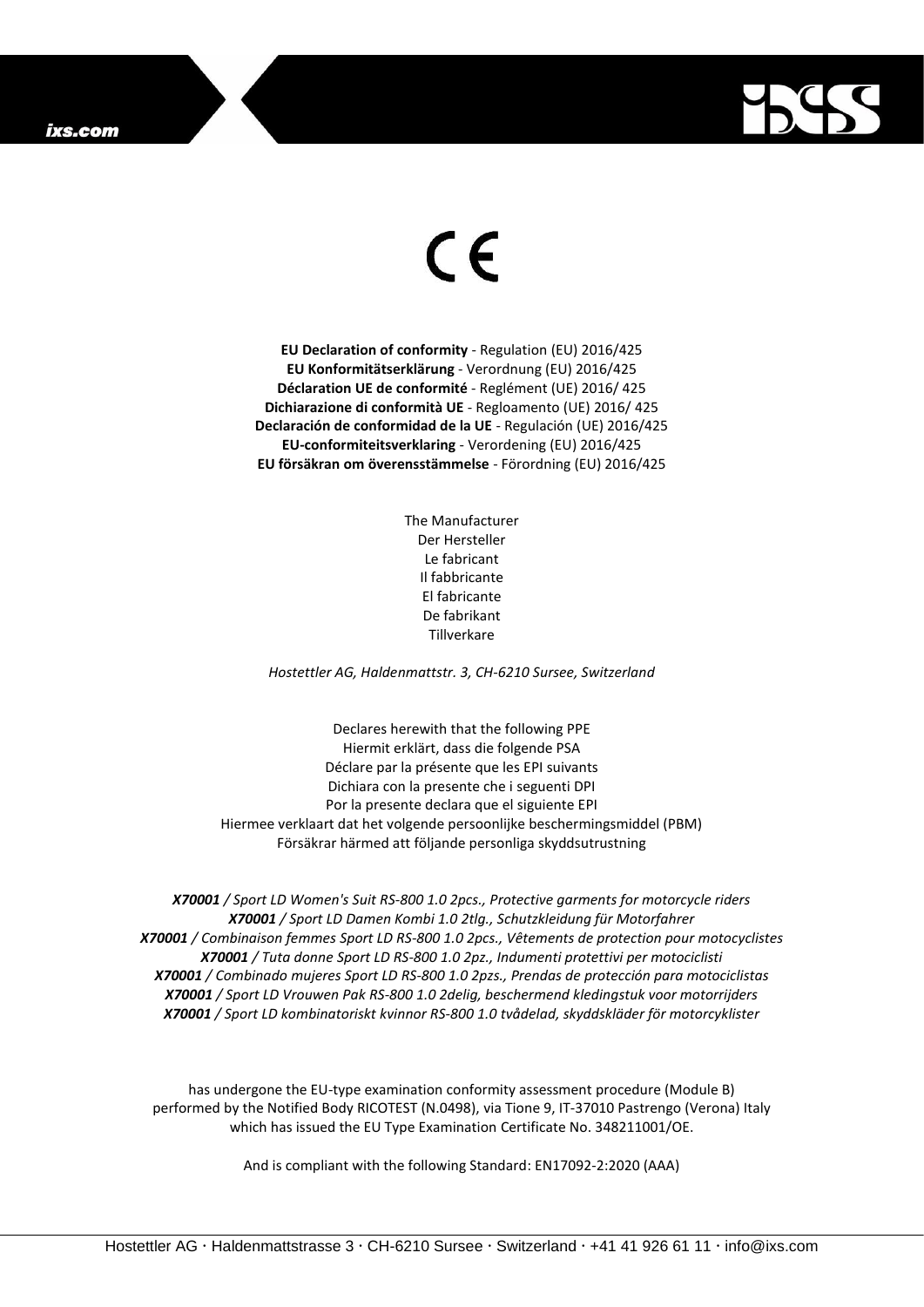CE

**EU Declaration of conformity** - Regulation (EU) 2016/425
**EU Konformitätserklärung** - Verordnung (EU) 2016/425
**Déclaration UE de conformité** - Reglément (UE) 2016/ 425
**Dichiarazione di conformità UE** - Regloamento (UE) 2016/ 425
**Declaración de conformidad de la UE** - Regulación (UE) 2016/425
**EU-conformiteitsverklaring** - Verordening (EU) 2016/425
**EU försäkran om överensstämmelse** - Förordning (EU) 2016/425

The Manufacturer
Der Hersteller
Le fabricant
Il fabbricante
El fabricante
De fabrikant
Tillverkare

*Hostettler AG, Haldenmattstr. 3, CH-6210 Sursee, Switzerland*

Declares herewith that the following PPE
Hiermit erklärt, dass die folgende PSA
Déclare par la présente que les EPI suivants
Dichiara con la presente che i seguenti DPI
Por la presente declara que el siguiente EPI
Hiermee verklaart dat het volgende persoonlijke beschermingsmiddel (PBM)
Försäkrar härmed att följande personliga skyddsutrustning

***X70001** / Sport LD Women's Suit RS-800 1.0 2pcs., Protective garments for motorcycle riders*
***X70001** / Sport LD Damen Kombi 1.0 2tlg., Schutzkleidung für Motorfahrer*
***X70001** / Combinaison femmes Sport LD RS-800 1.0 2pcs., Vêtements de protection pour motocyclistes*
***X70001** / Tuta donne Sport LD RS-800 1.0 2pz., Indumenti protettivi per motociclisti*
***X70001** / Combinado mujeres Sport LD RS-800 1.0 2pzs., Prendas de protección para motociclistas*
***X70001** / Sport LD Vrouwen Pak RS-800 1.0 2delig, beschermend kledingstuk voor motorrijders*
***X70001** / Sport LD kombinatoriskt kvinnor RS-800 1.0 tvådelad, skyddskläder för motorcyklister*

has undergone the EU-type examination conformity assessment procedure (Module B) performed by the Notified Body RICOTEST (N.0498), via Tione 9, IT-37010 Pastrengo (Verona) Italy which has issued the EU Type Examination Certificate No. 348211001/OE.

And is compliant with the following Standard: EN17092-2:2020 (AAA)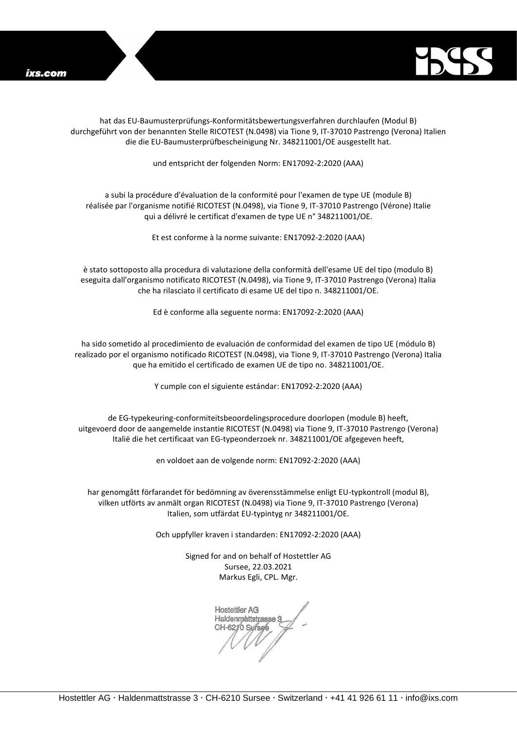hat das EU-Baumusterprüfungs-Konformitätsbewertungsverfahren durchlaufen (Modul B) durchgeführt von der benannten Stelle RICOTEST (N.0498) via Tione 9, IT-37010 Pastrengo (Verona) Italien die die EU-Baumusterprüfbescheinigung Nr. 348211001/OE ausgestellt hat.

und entspricht der folgenden Norm: EN17092-2:2020 (AAA)

a subi la procédure d'évaluation de la conformité pour l'examen de type UE (module B) réalisée par l'organisme notifié RICOTEST (N.0498), via Tione 9, IT-37010 Pastrengo (Vérone) Italie qui a délivré le certificat d'examen de type UE n° 348211001/OE.

Et est conforme à la norme suivante: EN17092-2:2020 (AAA)

è stato sottoposto alla procedura di valutazione della conformità dell'esame UE del tipo (modulo B) eseguita dall'organismo notificato RICOTEST (N.0498), via Tione 9, IT-37010 Pastrengo (Verona) Italia che ha rilasciato il certificato di esame UE del tipo n. 348211001/OE.

Ed è conforme alla seguente norma: EN17092-2:2020 (AAA)

ha sido sometido al procedimiento de evaluación de conformidad del examen de tipo UE (módulo B) realizado por el organismo notificado RICOTEST (N.0498), via Tione 9, IT-37010 Pastrengo (Verona) Italia que ha emitido el certificado de examen UE de tipo no. 348211001/OE.

Y cumple con el siguiente estándar: EN17092-2:2020 (AAA)

de EG-typekeuring-conformiteitsbeoordelingsprocedure doorlopen (module B) heeft, uitgevoerd door de aangemelde instantie RICOTEST (N.0498) via Tione 9, IT-37010 Pastrengo (Verona) Italië die het certificaat van EG-typeonderzoek nr. 348211001/OE afgegeven heeft,

en voldoet aan de volgende norm: EN17092-2:2020 (AAA)

har genomgått förfarandet för bedömning av överensstämmelse enligt EU-typkontroll (modul B), vilken utförts av anmält organ RICOTEST (N.0498) via Tione 9, IT-37010 Pastrengo (Verona) Italien, som utfärdat EU-typintyg nr 348211001/OE.

Och uppfyller kraven i standarden: EN17092-2:2020 (AAA)

Signed for and on behalf of Hostettler AG
Sursee, 22.03.2021
Markus Egli, CPL. Mgr.

Hostettler AG
Haldenmattstrasse 3
CH-6210 Sursee

Hostettler AG · Haldenmattstrasse 3 · CH-6210 Sursee · Switzerland · +41 41 926 61 11 · info@ixs.com